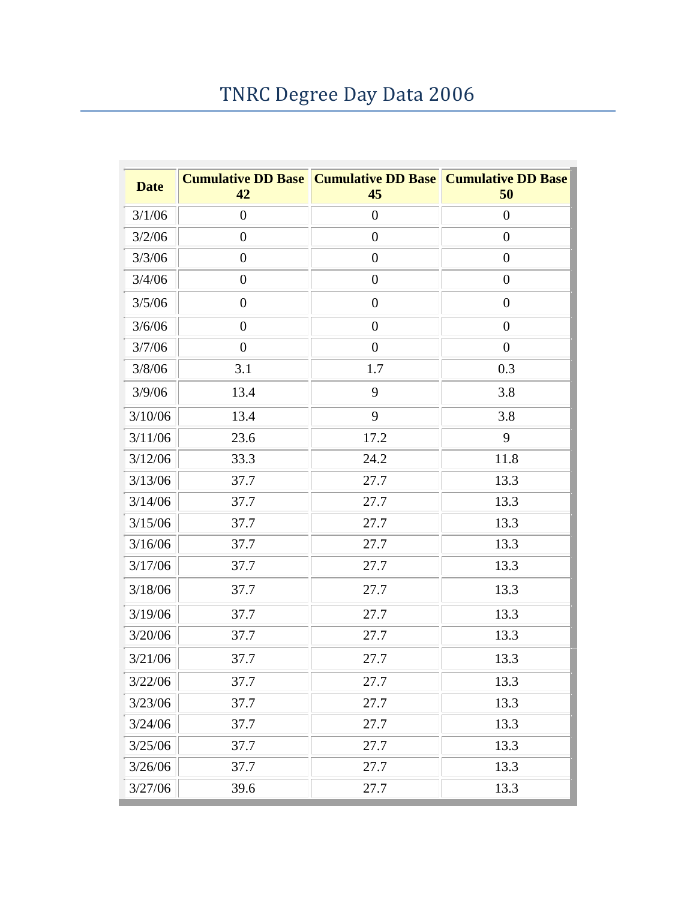# TNRC Degree Day Data 2006

| Date | Cumulative DD Base 42 | Cumulative DD Base 45 | Cumulative DD Base 50 |
|---|---|---|---|
| 3/1/06 | 0 | 0 | 0 |
| 3/2/06 | 0 | 0 | 0 |
| 3/3/06 | 0 | 0 | 0 |
| 3/4/06 | 0 | 0 | 0 |
| 3/5/06 | 0 | 0 | 0 |
| 3/6/06 | 0 | 0 | 0 |
| 3/7/06 | 0 | 0 | 0 |
| 3/8/06 | 3.1 | 1.7 | 0.3 |
| 3/9/06 | 13.4 | 9 | 3.8 |
| 3/10/06 | 13.4 | 9 | 3.8 |
| 3/11/06 | 23.6 | 17.2 | 9 |
| 3/12/06 | 33.3 | 24.2 | 11.8 |
| 3/13/06 | 37.7 | 27.7 | 13.3 |
| 3/14/06 | 37.7 | 27.7 | 13.3 |
| 3/15/06 | 37.7 | 27.7 | 13.3 |
| 3/16/06 | 37.7 | 27.7 | 13.3 |
| 3/17/06 | 37.7 | 27.7 | 13.3 |
| 3/18/06 | 37.7 | 27.7 | 13.3 |
| 3/19/06 | 37.7 | 27.7 | 13.3 |
| 3/20/06 | 37.7 | 27.7 | 13.3 |
| 3/21/06 | 37.7 | 27.7 | 13.3 |
| 3/22/06 | 37.7 | 27.7 | 13.3 |
| 3/23/06 | 37.7 | 27.7 | 13.3 |
| 3/24/06 | 37.7 | 27.7 | 13.3 |
| 3/25/06 | 37.7 | 27.7 | 13.3 |
| 3/26/06 | 37.7 | 27.7 | 13.3 |
| 3/27/06 | 39.6 | 27.7 | 13.3 |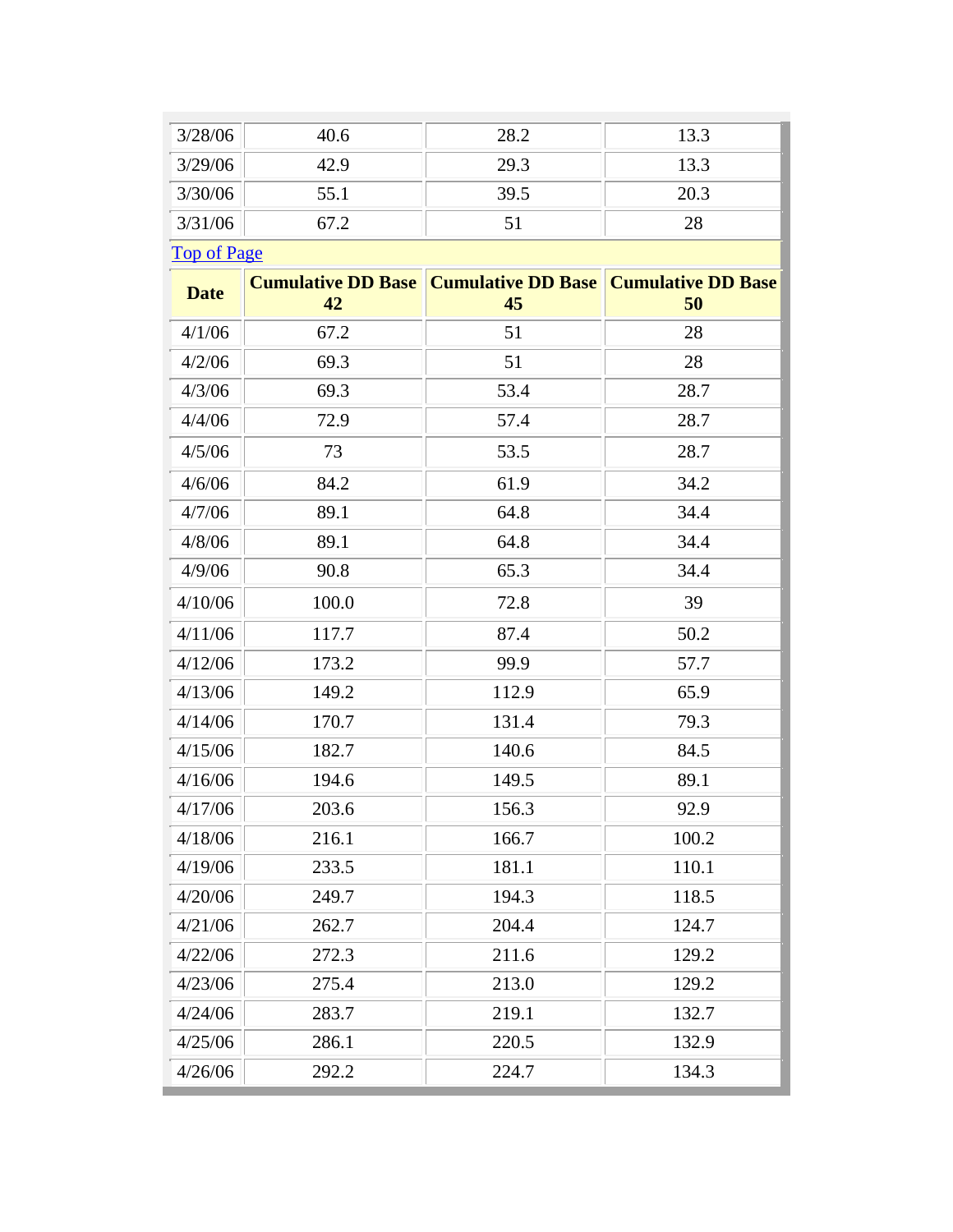| 3/28/06 | 40.6 | 28.2 | 13.3 |
|---|---|---|---|
| 3/29/06 | 42.9 | 29.3 | 13.3 |
| 3/30/06 | 55.1 | 39.5 | 20.3 |
| 3/31/06 | 67.2 | 51 | 28 |

Top of Page

| Date | Cumulative DD Base 42 | Cumulative DD Base 45 | Cumulative DD Base 50 |
|---|---|---|---|
| 4/1/06 | 67.2 | 51 | 28 |
| 4/2/06 | 69.3 | 51 | 28 |
| 4/3/06 | 69.3 | 53.4 | 28.7 |
| 4/4/06 | 72.9 | 57.4 | 28.7 |
| 4/5/06 | 73 | 53.5 | 28.7 |
| 4/6/06 | 84.2 | 61.9 | 34.2 |
| 4/7/06 | 89.1 | 64.8 | 34.4 |
| 4/8/06 | 89.1 | 64.8 | 34.4 |
| 4/9/06 | 90.8 | 65.3 | 34.4 |
| 4/10/06 | 100.0 | 72.8 | 39 |
| 4/11/06 | 117.7 | 87.4 | 50.2 |
| 4/12/06 | 173.2 | 99.9 | 57.7 |
| 4/13/06 | 149.2 | 112.9 | 65.9 |
| 4/14/06 | 170.7 | 131.4 | 79.3 |
| 4/15/06 | 182.7 | 140.6 | 84.5 |
| 4/16/06 | 194.6 | 149.5 | 89.1 |
| 4/17/06 | 203.6 | 156.3 | 92.9 |
| 4/18/06 | 216.1 | 166.7 | 100.2 |
| 4/19/06 | 233.5 | 181.1 | 110.1 |
| 4/20/06 | 249.7 | 194.3 | 118.5 |
| 4/21/06 | 262.7 | 204.4 | 124.7 |
| 4/22/06 | 272.3 | 211.6 | 129.2 |
| 4/23/06 | 275.4 | 213.0 | 129.2 |
| 4/24/06 | 283.7 | 219.1 | 132.7 |
| 4/25/06 | 286.1 | 220.5 | 132.9 |
| 4/26/06 | 292.2 | 224.7 | 134.3 |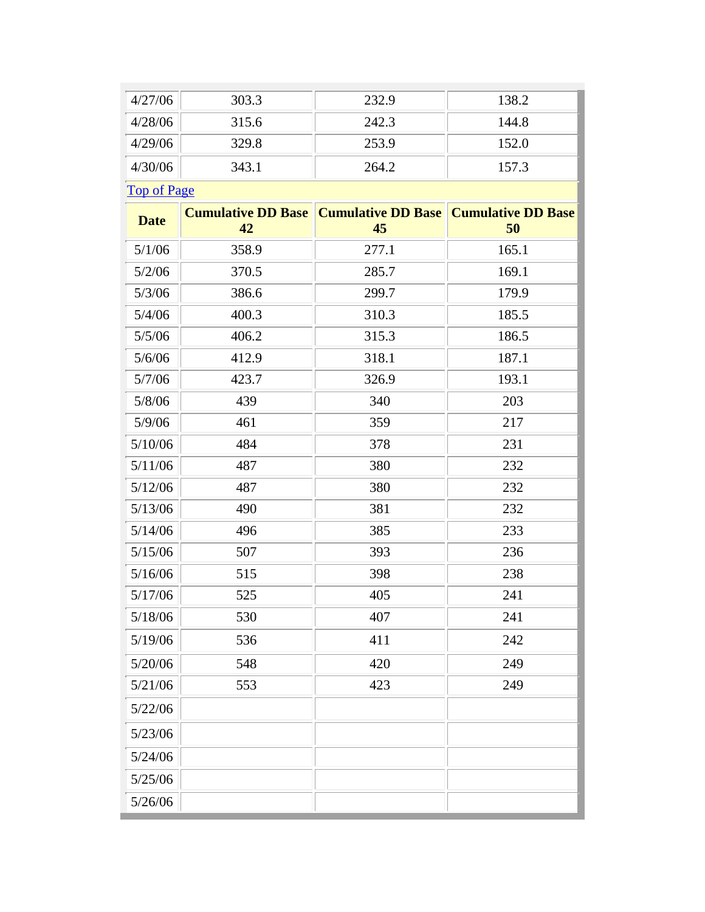| 4/27/06 | 303.3 | 232.9 | 138.2 |
|---|---|---|---|
| 4/28/06 | 315.6 | 242.3 | 144.8 |
| 4/29/06 | 329.8 | 253.9 | 152.0 |
| 4/30/06 | 343.1 | 264.2 | 157.3 |

[Top of Page]

| Date | Cumulative DD Base 42 | Cumulative DD Base 45 | Cumulative DD Base 50 |
|---|---|---|---|
| 5/1/06 | 358.9 | 277.1 | 165.1 |
| 5/2/06 | 370.5 | 285.7 | 169.1 |
| 5/3/06 | 386.6 | 299.7 | 179.9 |
| 5/4/06 | 400.3 | 310.3 | 185.5 |
| 5/5/06 | 406.2 | 315.3 | 186.5 |
| 5/6/06 | 412.9 | 318.1 | 187.1 |
| 5/7/06 | 423.7 | 326.9 | 193.1 |
| 5/8/06 | 439 | 340 | 203 |
| 5/9/06 | 461 | 359 | 217 |
| 5/10/06 | 484 | 378 | 231 |
| 5/11/06 | 487 | 380 | 232 |
| 5/12/06 | 487 | 380 | 232 |
| 5/13/06 | 490 | 381 | 232 |
| 5/14/06 | 496 | 385 | 233 |
| 5/15/06 | 507 | 393 | 236 |
| 5/16/06 | 515 | 398 | 238 |
| 5/17/06 | 525 | 405 | 241 |
| 5/18/06 | 530 | 407 | 241 |
| 5/19/06 | 536 | 411 | 242 |
| 5/20/06 | 548 | 420 | 249 |
| 5/21/06 | 553 | 423 | 249 |
| 5/22/06 | | | |
| 5/23/06 | | | |
| 5/24/06 | | | |
| 5/25/06 | | | |
| 5/26/06 | | | |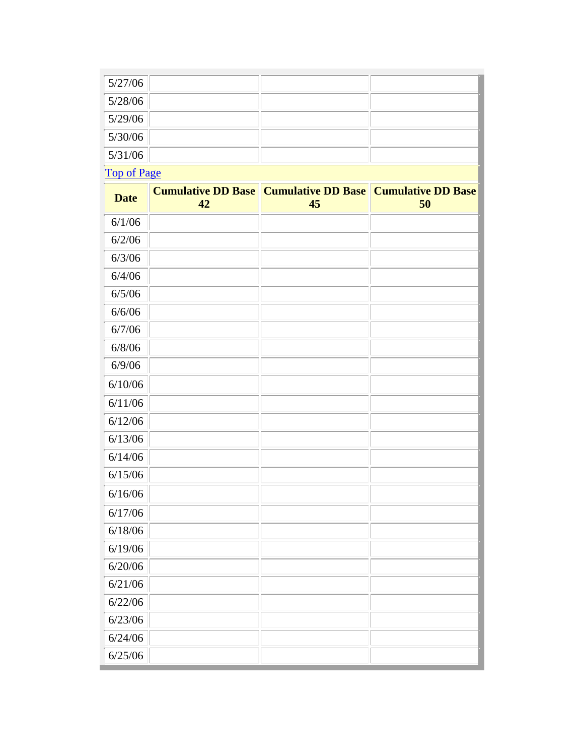| Date | Cumulative DD Base 42 | Cumulative DD Base 45 | Cumulative DD Base 50 |
|---|---|---|---|
| 5/27/06 | | | |
| 5/28/06 | | | |
| 5/29/06 | | | |
| 5/30/06 | | | |
| 5/31/06 | | | |

[Top of Page]

| Date | Cumulative DD Base 42 | Cumulative DD Base 45 | Cumulative DD Base 50 |
|---|---|---|---|
| 6/1/06 | | | |
| 6/2/06 | | | |
| 6/3/06 | | | |
| 6/4/06 | | | |
| 6/5/06 | | | |
| 6/6/06 | | | |
| 6/7/06 | | | |
| 6/8/06 | | | |
| 6/9/06 | | | |
| 6/10/06 | | | |
| 6/11/06 | | | |
| 6/12/06 | | | |
| 6/13/06 | | | |
| 6/14/06 | | | |
| 6/15/06 | | | |
| 6/16/06 | | | |
| 6/17/06 | | | |
| 6/18/06 | | | |
| 6/19/06 | | | |
| 6/20/06 | | | |
| 6/21/06 | | | |
| 6/22/06 | | | |
| 6/23/06 | | | |
| 6/24/06 | | | |
| 6/25/06 | | | |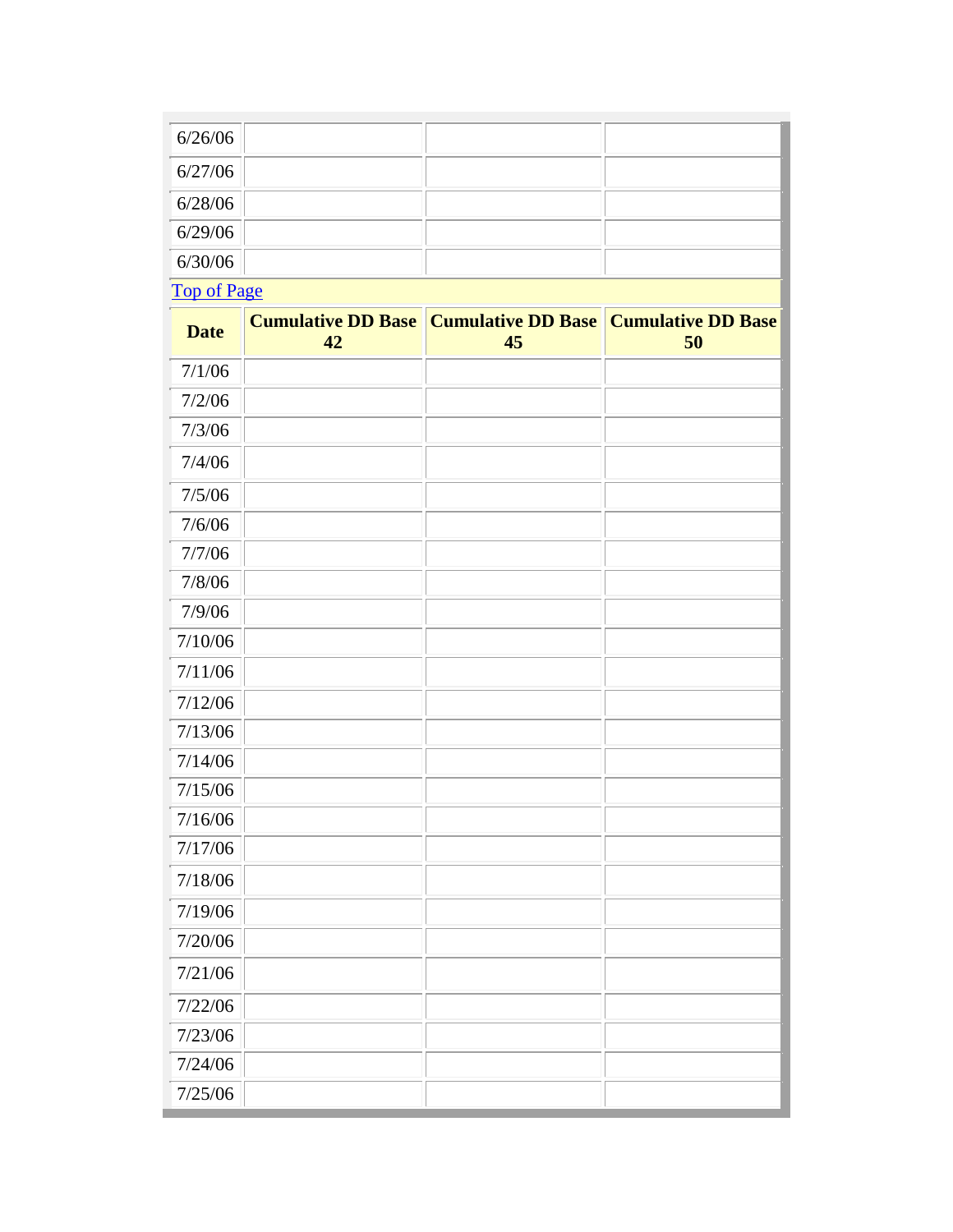| | | | |
|---|---|---|---|
| 6/26/06 | | | |
| 6/27/06 | | | |
| 6/28/06 | | | |
| 6/29/06 | | | |
| 6/30/06 | | | |

[Top of Page]

| Date | Cumulative DD Base 42 | Cumulative DD Base 45 | Cumulative DD Base 50 |
|---|---|---|---|
| 7/1/06 | | | |
| 7/2/06 | | | |
| 7/3/06 | | | |
| 7/4/06 | | | |
| 7/5/06 | | | |
| 7/6/06 | | | |
| 7/7/06 | | | |
| 7/8/06 | | | |
| 7/9/06 | | | |
| 7/10/06 | | | |
| 7/11/06 | | | |
| 7/12/06 | | | |
| 7/13/06 | | | |
| 7/14/06 | | | |
| 7/15/06 | | | |
| 7/16/06 | | | |
| 7/17/06 | | | |
| 7/18/06 | | | |
| 7/19/06 | | | |
| 7/20/06 | | | |
| 7/21/06 | | | |
| 7/22/06 | | | |
| 7/23/06 | | | |
| 7/24/06 | | | |
| 7/25/06 | | | |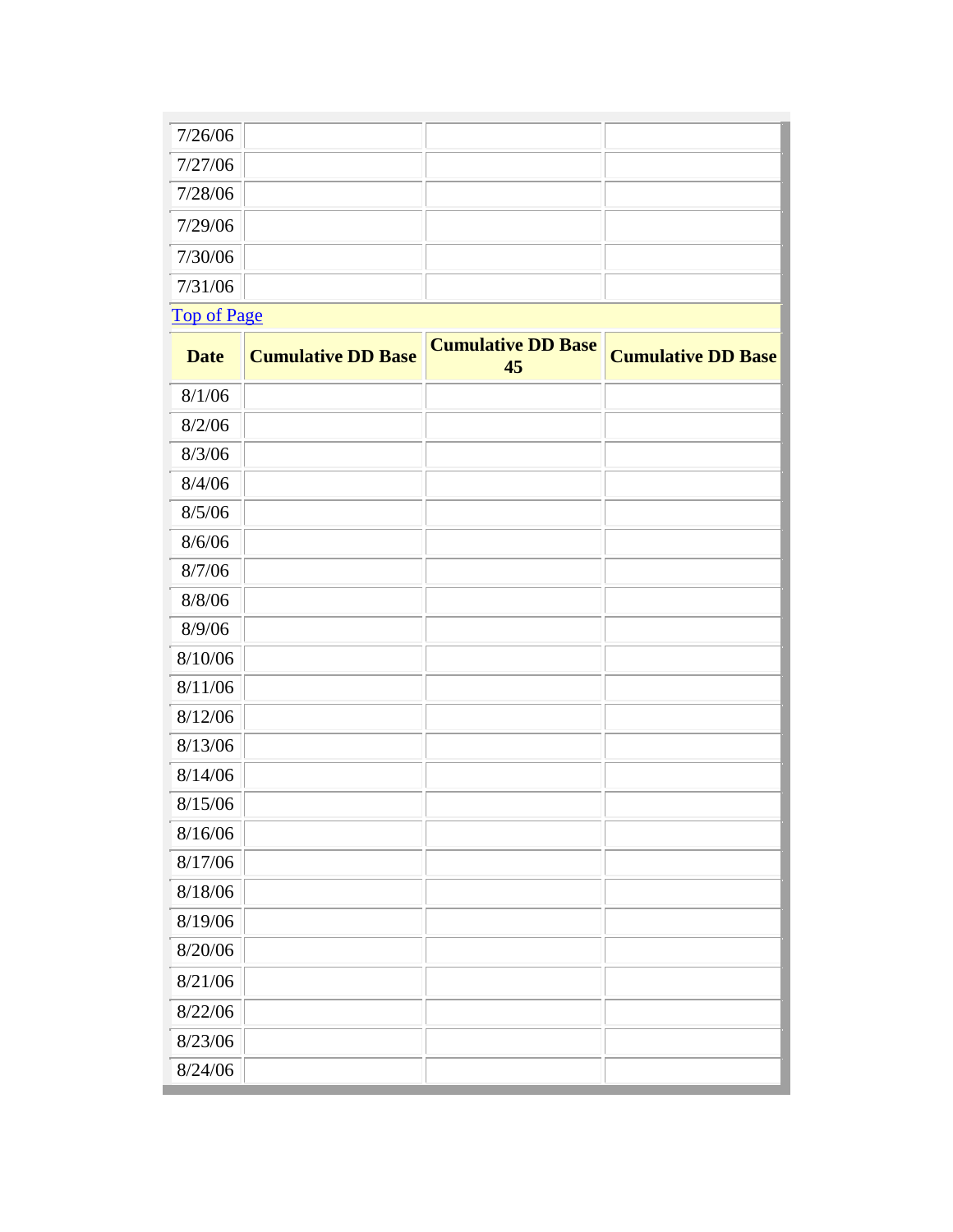| | | | |
|---|---|---|---|
| 7/26/06 | | | |
| 7/27/06 | | | |
| 7/28/06 | | | |
| 7/29/06 | | | |
| 7/30/06 | | | |
| 7/31/06 | | | |

Top of Page

| Date | Cumulative DD Base | Cumulative DD Base 45 | Cumulative DD Base |
|---|---|---|---|
| 8/1/06 | | | |
| 8/2/06 | | | |
| 8/3/06 | | | |
| 8/4/06 | | | |
| 8/5/06 | | | |
| 8/6/06 | | | |
| 8/7/06 | | | |
| 8/8/06 | | | |
| 8/9/06 | | | |
| 8/10/06 | | | |
| 8/11/06 | | | |
| 8/12/06 | | | |
| 8/13/06 | | | |
| 8/14/06 | | | |
| 8/15/06 | | | |
| 8/16/06 | | | |
| 8/17/06 | | | |
| 8/18/06 | | | |
| 8/19/06 | | | |
| 8/20/06 | | | |
| 8/21/06 | | | |
| 8/22/06 | | | |
| 8/23/06 | | | |
| 8/24/06 | | | |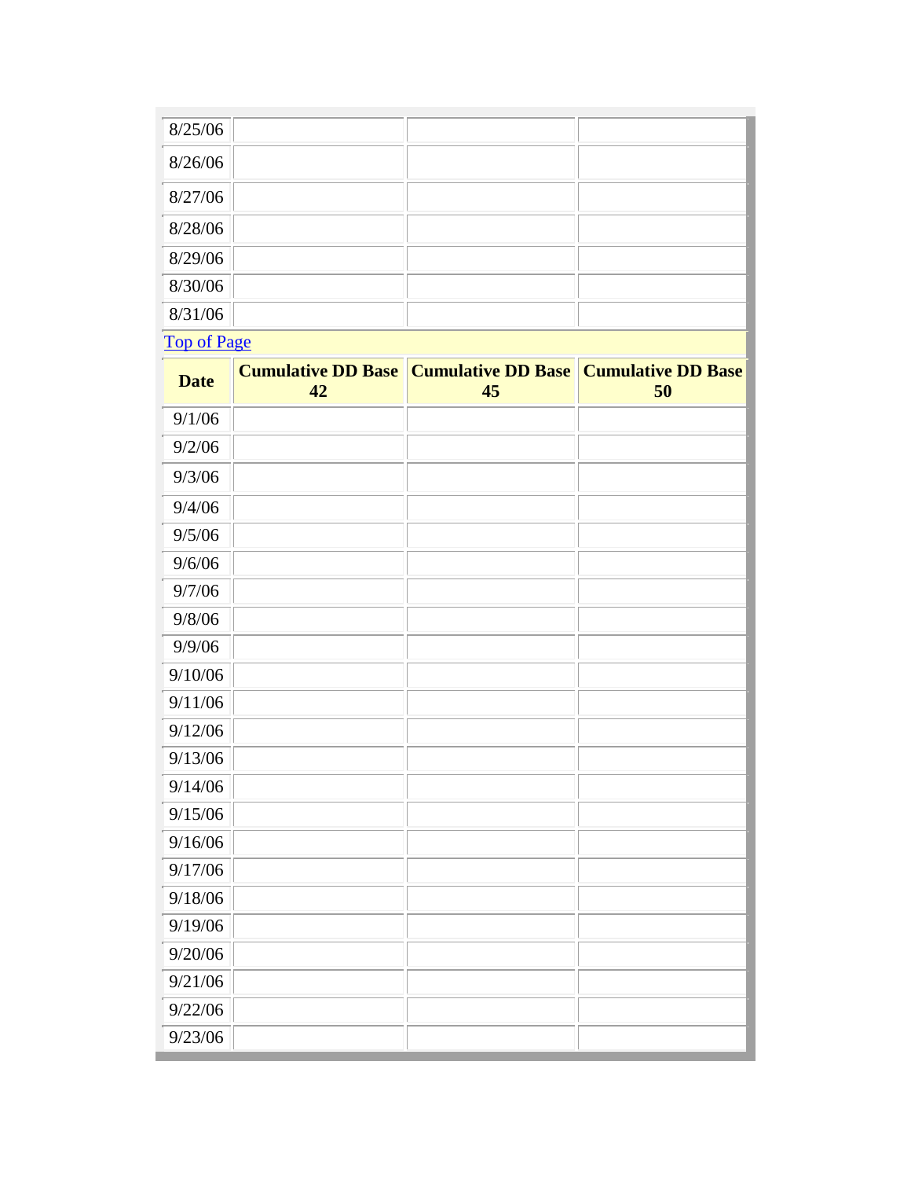| | | | |
|---|---|---|---|
| 8/25/06 | | | |
| 8/26/06 | | | |
| 8/27/06 | | | |
| 8/28/06 | | | |
| 8/29/06 | | | |
| 8/30/06 | | | |
| 8/31/06 | | | |

[Top of Page]

| Date | Cumulative DD Base 42 | Cumulative DD Base 45 | Cumulative DD Base 50 |
|---|---|---|---|
| 9/1/06 | | | |
| 9/2/06 | | | |
| 9/3/06 | | | |
| 9/4/06 | | | |
| 9/5/06 | | | |
| 9/6/06 | | | |
| 9/7/06 | | | |
| 9/8/06 | | | |
| 9/9/06 | | | |
| 9/10/06 | | | |
| 9/11/06 | | | |
| 9/12/06 | | | |
| 9/13/06 | | | |
| 9/14/06 | | | |
| 9/15/06 | | | |
| 9/16/06 | | | |
| 9/17/06 | | | |
| 9/18/06 | | | |
| 9/19/06 | | | |
| 9/20/06 | | | |
| 9/21/06 | | | |
| 9/22/06 | | | |
| 9/23/06 | | | |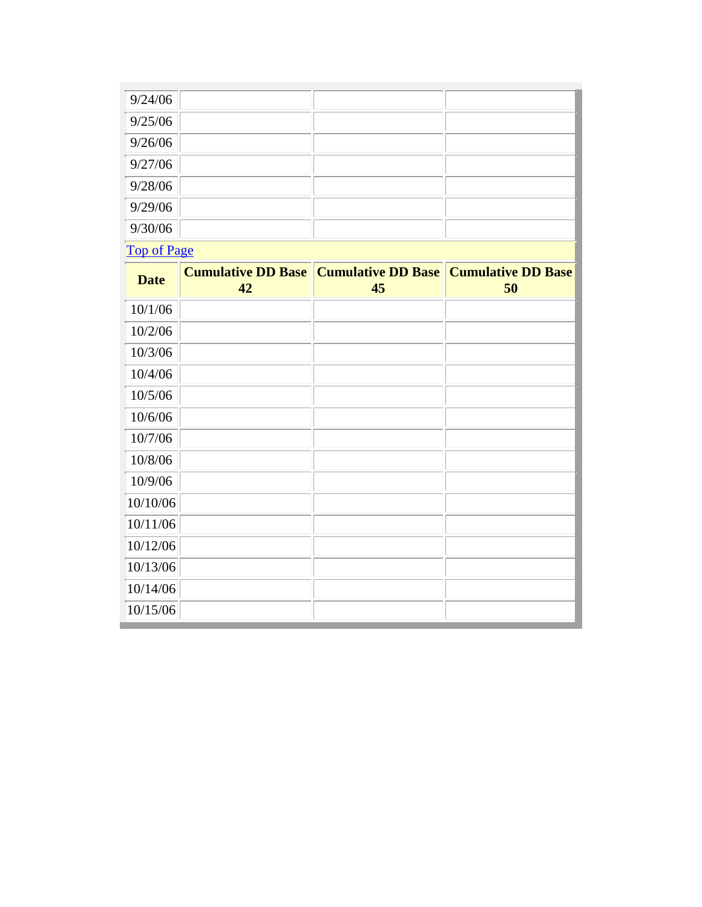| | | | |
|---|---|---|---|
| 9/24/06 | | | |
| 9/25/06 | | | |
| 9/26/06 | | | |
| 9/27/06 | | | |
| 9/28/06 | | | |
| 9/29/06 | | | |
| 9/30/06 | | | |

[Top of Page]

| Date | Cumulative DD Base 42 | Cumulative DD Base 45 | Cumulative DD Base 50 |
|---|---|---|---|
| 10/1/06 | | | |
| 10/2/06 | | | |
| 10/3/06 | | | |
| 10/4/06 | | | |
| 10/5/06 | | | |
| 10/6/06 | | | |
| 10/7/06 | | | |
| 10/8/06 | | | |
| 10/9/06 | | | |
| 10/10/06 | | | |
| 10/11/06 | | | |
| 10/12/06 | | | |
| 10/13/06 | | | |
| 10/14/06 | | | |
| 10/15/06 | | | |